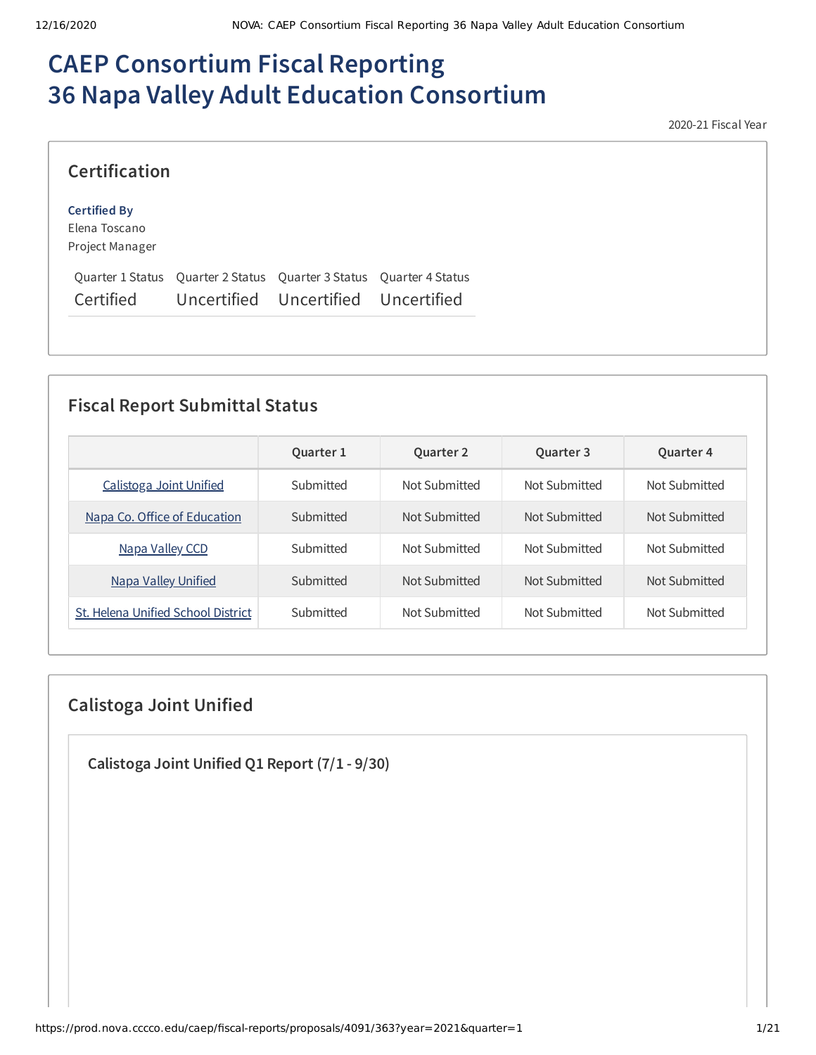# CAEP Consortium Fiscal Reporting
# 36 Napa Valley Adult Education Consortium

2020-21 Fiscal Year

## Certification

**Certified By**
Elena Toscano
Project Manager

| Quarter 1 Status | Quarter 2 Status | Quarter 3 Status | Quarter 4 Status |
|---|---|---|---|
| Certified | Uncertified | Uncertified | Uncertified |

## Fiscal Report Submittal Status

| | Quarter 1 | Quarter 2 | Quarter 3 | Quarter 4 |
|---|---|---|---|---|
| Calistoga Joint Unified | Submitted | Not Submitted | Not Submitted | Not Submitted |
| Napa Co. Office of Education | Submitted | Not Submitted | Not Submitted | Not Submitted |
| Napa Valley CCD | Submitted | Not Submitted | Not Submitted | Not Submitted |
| Napa Valley Unified | Submitted | Not Submitted | Not Submitted | Not Submitted |
| St. Helena Unified School District | Submitted | Not Submitted | Not Submitted | Not Submitted |

## Calistoga Joint Unified

### Calistoga Joint Unified Q1 Report (7/1 - 9/30)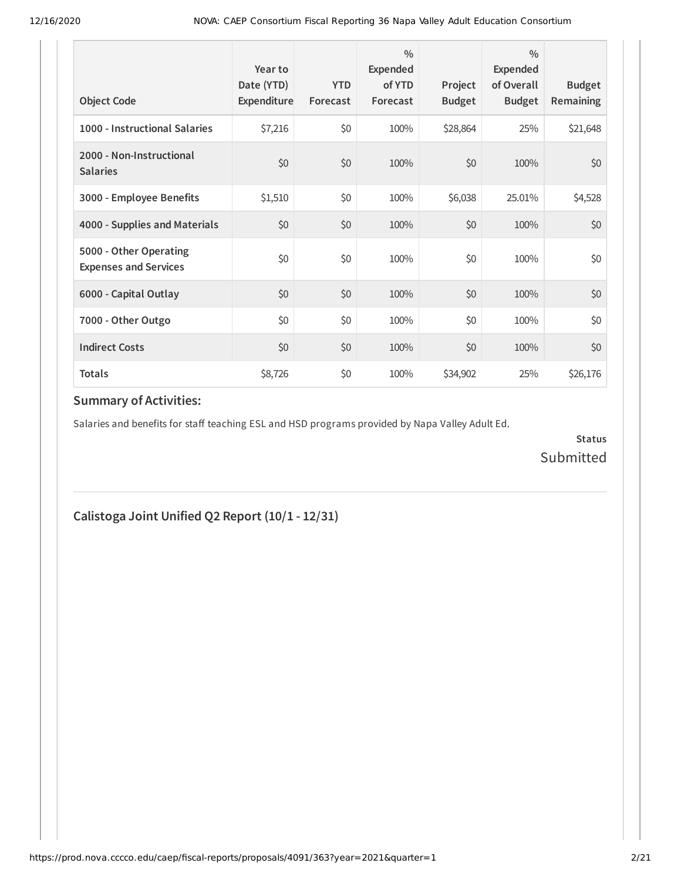| Object Code | Year to Date (YTD) Expenditure | YTD Forecast | % Expended of YTD Forecast | Project Budget | % Expended of Overall Budget | Budget Remaining |
|---|---|---|---|---|---|---|
| **1000 - Instructional Salaries** | $7,216 | $0 | 100% | $28,864 | 25% | $21,648 |
| **2000 - Non-Instructional Salaries** | $0 | $0 | 100% | $0 | 100% | $0 |
| **3000 - Employee Benefits** | $1,510 | $0 | 100% | $6,038 | 25.01% | $4,528 |
| **4000 - Supplies and Materials** | $0 | $0 | 100% | $0 | 100% | $0 |
| **5000 - Other Operating Expenses and Services** | $0 | $0 | 100% | $0 | 100% | $0 |
| **6000 - Capital Outlay** | $0 | $0 | 100% | $0 | 100% | $0 |
| **7000 - Other Outgo** | $0 | $0 | 100% | $0 | 100% | $0 |
| **Indirect Costs** | $0 | $0 | 100% | $0 | 100% | $0 |
| **Totals** | $8,726 | $0 | 100% | $34,902 | 25% | $26,176 |

### Summary of Activities:

Salaries and benefits for staff teaching ESL and HSD programs provided by Napa Valley Adult Ed.

**Status**
Submitted

## Calistoga Joint Unified Q2 Report (10/1 - 12/31)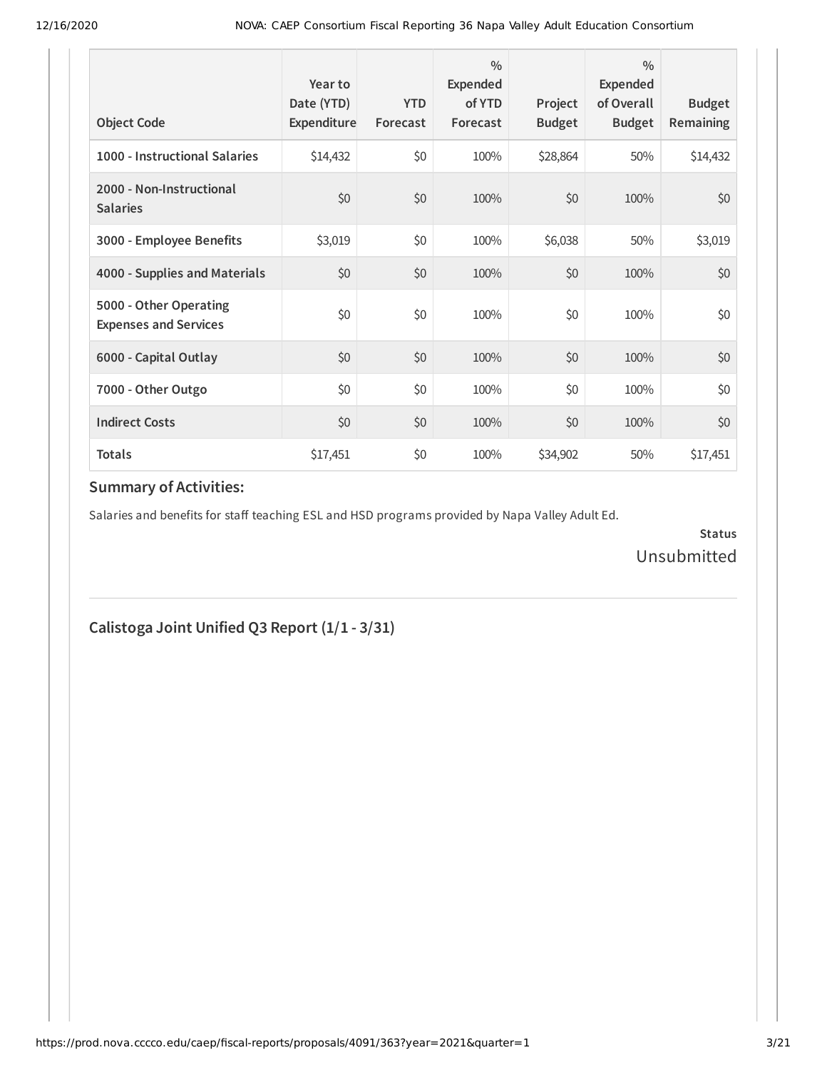| Object Code | Year to Date (YTD) Expenditure | YTD Forecast | % Expended of YTD Forecast | Project Budget | % Expended of Overall Budget | Budget Remaining |
|---|---|---|---|---|---|---|
| 1000 - Instructional Salaries | $14,432 | $0 | 100% | $28,864 | 50% | $14,432 |
| 2000 - Non-Instructional Salaries | $0 | $0 | 100% | $0 | 100% | $0 |
| 3000 - Employee Benefits | $3,019 | $0 | 100% | $6,038 | 50% | $3,019 |
| 4000 - Supplies and Materials | $0 | $0 | 100% | $0 | 100% | $0 |
| 5000 - Other Operating Expenses and Services | $0 | $0 | 100% | $0 | 100% | $0 |
| 6000 - Capital Outlay | $0 | $0 | 100% | $0 | 100% | $0 |
| 7000 - Other Outgo | $0 | $0 | 100% | $0 | 100% | $0 |
| Indirect Costs | $0 | $0 | 100% | $0 | 100% | $0 |
| **Totals** | $17,451 | $0 | 100% | $34,902 | 50% | $17,451 |

### Summary of Activities:

Salaries and benefits for staff teaching ESL and HSD programs provided by Napa Valley Adult Ed.

**Status**

Unsubmitted

## Calistoga Joint Unified Q3 Report (1/1 - 3/31)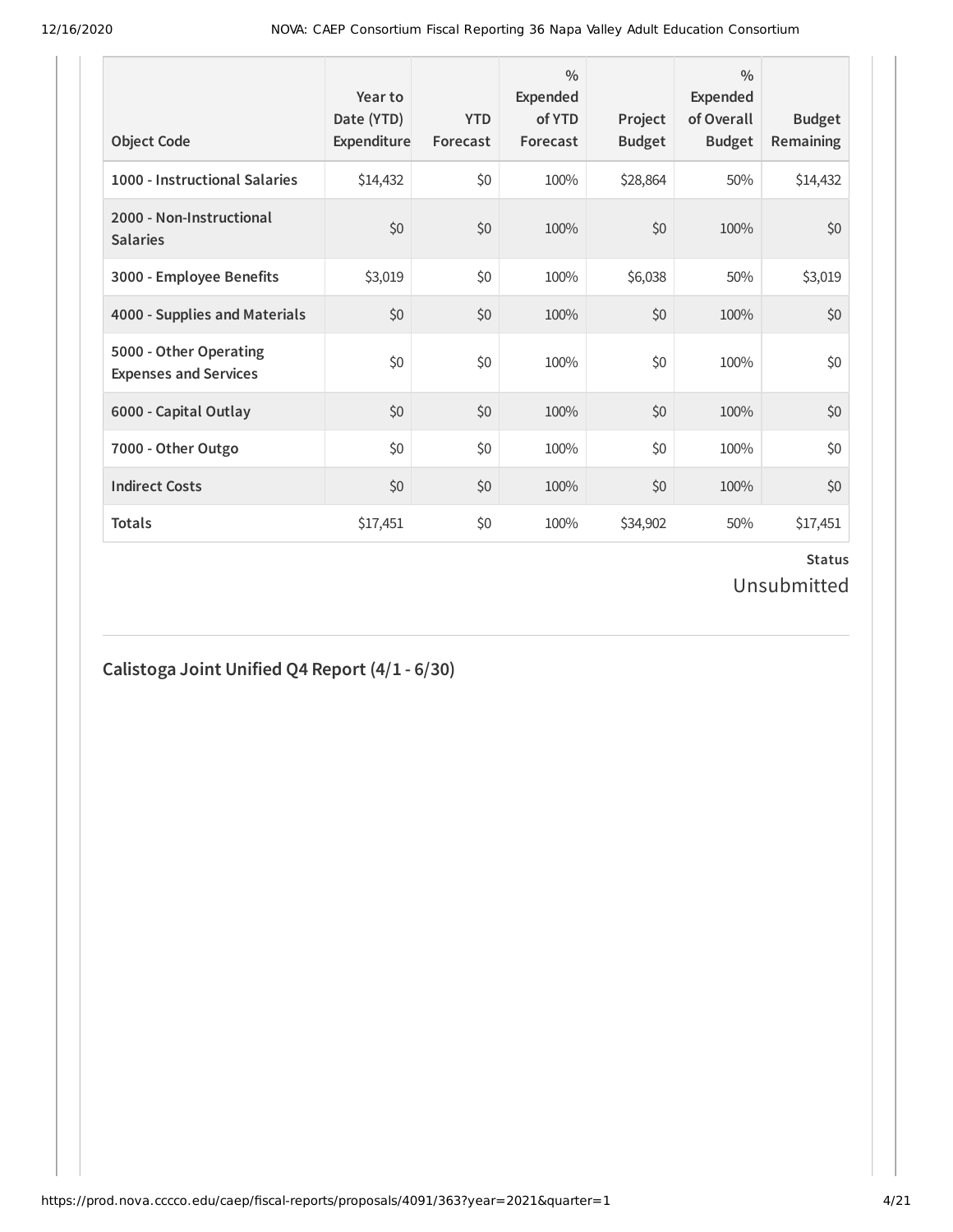| Object Code | Year to Date (YTD) Expenditure | YTD Forecast | % Expended of YTD Forecast | Project Budget | % Expended of Overall Budget | Budget Remaining |
|---|---|---|---|---|---|---|
| **1000 - Instructional Salaries** | $14,432 | $0 | 100% | $28,864 | 50% | $14,432 |
| **2000 - Non-Instructional Salaries** | $0 | $0 | 100% | $0 | 100% | $0 |
| **3000 - Employee Benefits** | $3,019 | $0 | 100% | $6,038 | 50% | $3,019 |
| **4000 - Supplies and Materials** | $0 | $0 | 100% | $0 | 100% | $0 |
| **5000 - Other Operating Expenses and Services** | $0 | $0 | 100% | $0 | 100% | $0 |
| **6000 - Capital Outlay** | $0 | $0 | 100% | $0 | 100% | $0 |
| **7000 - Other Outgo** | $0 | $0 | 100% | $0 | 100% | $0 |
| **Indirect Costs** | $0 | $0 | 100% | $0 | 100% | $0 |
| **Totals** | $17,451 | $0 | 100% | $34,902 | 50% | $17,451 |

**Status**

Unsubmitted

## Calistoga Joint Unified Q4 Report (4/1 - 6/30)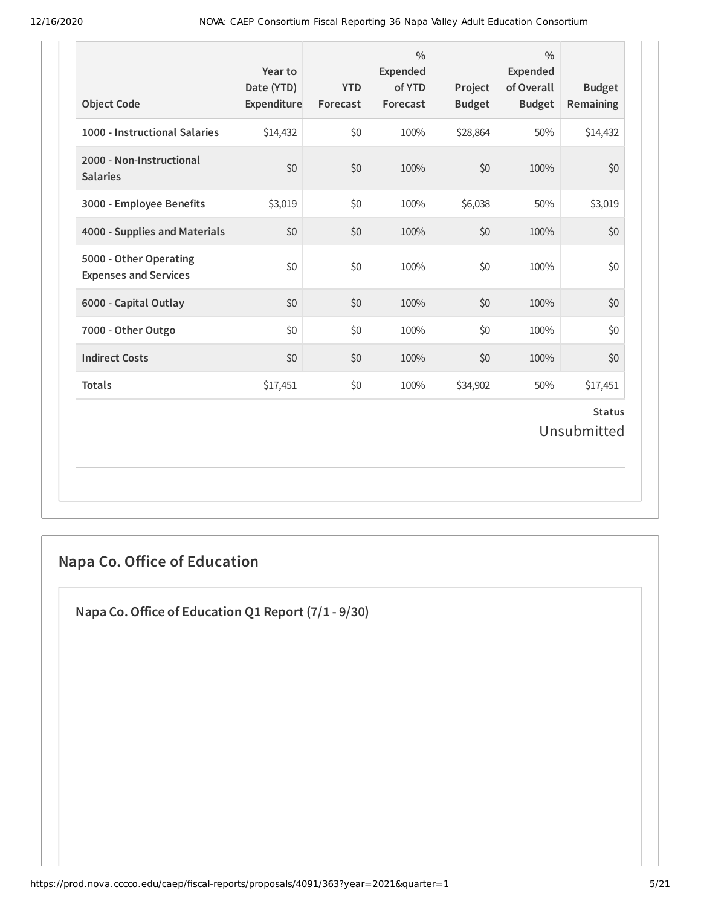| Object Code | Year to Date (YTD) Expenditure | YTD Forecast | % Expended of YTD Forecast | Project Budget | % Expended of Overall Budget | Budget Remaining |
|---|---|---|---|---|---|---|
| 1000 - Instructional Salaries | $14,432 | $0 | 100% | $28,864 | 50% | $14,432 |
| 2000 - Non-Instructional Salaries | $0 | $0 | 100% | $0 | 100% | $0 |
| 3000 - Employee Benefits | $3,019 | $0 | 100% | $6,038 | 50% | $3,019 |
| 4000 - Supplies and Materials | $0 | $0 | 100% | $0 | 100% | $0 |
| 5000 - Other Operating Expenses and Services | $0 | $0 | 100% | $0 | 100% | $0 |
| 6000 - Capital Outlay | $0 | $0 | 100% | $0 | 100% | $0 |
| 7000 - Other Outgo | $0 | $0 | 100% | $0 | 100% | $0 |
| Indirect Costs | $0 | $0 | 100% | $0 | 100% | $0 |
| Totals | $17,451 | $0 | 100% | $34,902 | 50% | $17,451 |

**Status**

Unsubmitted

## Napa Co. Office of Education

### Napa Co. Office of Education Q1 Report (7/1 - 9/30)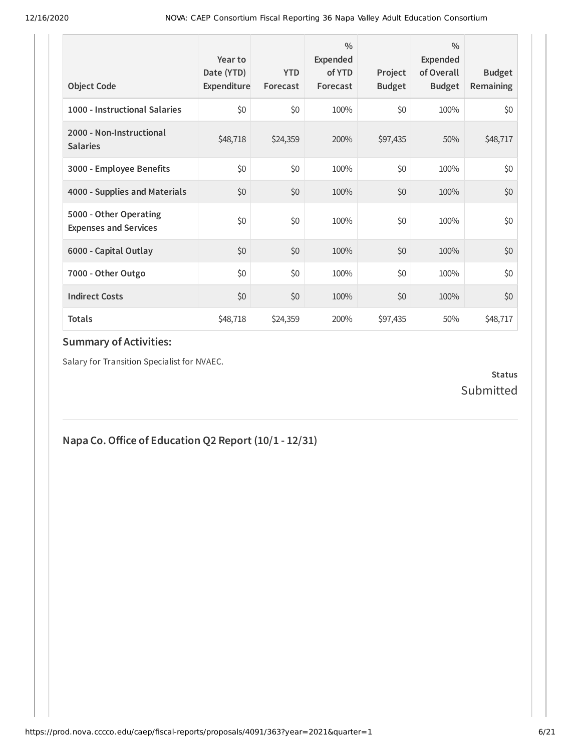| Object Code | Year to Date (YTD) Expenditure | YTD Forecast | % Expended of YTD Forecast | Project Budget | % Expended of Overall Budget | Budget Remaining |
|---|---|---|---|---|---|---|
| **1000 - Instructional Salaries** | $0 | $0 | 100% | $0 | 100% | $0 |
| **2000 - Non-Instructional Salaries** | $48,718 | $24,359 | 200% | $97,435 | 50% | $48,717 |
| **3000 - Employee Benefits** | $0 | $0 | 100% | $0 | 100% | $0 |
| **4000 - Supplies and Materials** | $0 | $0 | 100% | $0 | 100% | $0 |
| **5000 - Other Operating Expenses and Services** | $0 | $0 | 100% | $0 | 100% | $0 |
| **6000 - Capital Outlay** | $0 | $0 | 100% | $0 | 100% | $0 |
| **7000 - Other Outgo** | $0 | $0 | 100% | $0 | 100% | $0 |
| **Indirect Costs** | $0 | $0 | 100% | $0 | 100% | $0 |
| **Totals** | $48,718 | $24,359 | 200% | $97,435 | 50% | $48,717 |

### Summary of Activities:

Salary for Transition Specialist for NVAEC.

**Status**
Submitted

---

## Napa Co. Office of Education Q2 Report (10/1 - 12/31)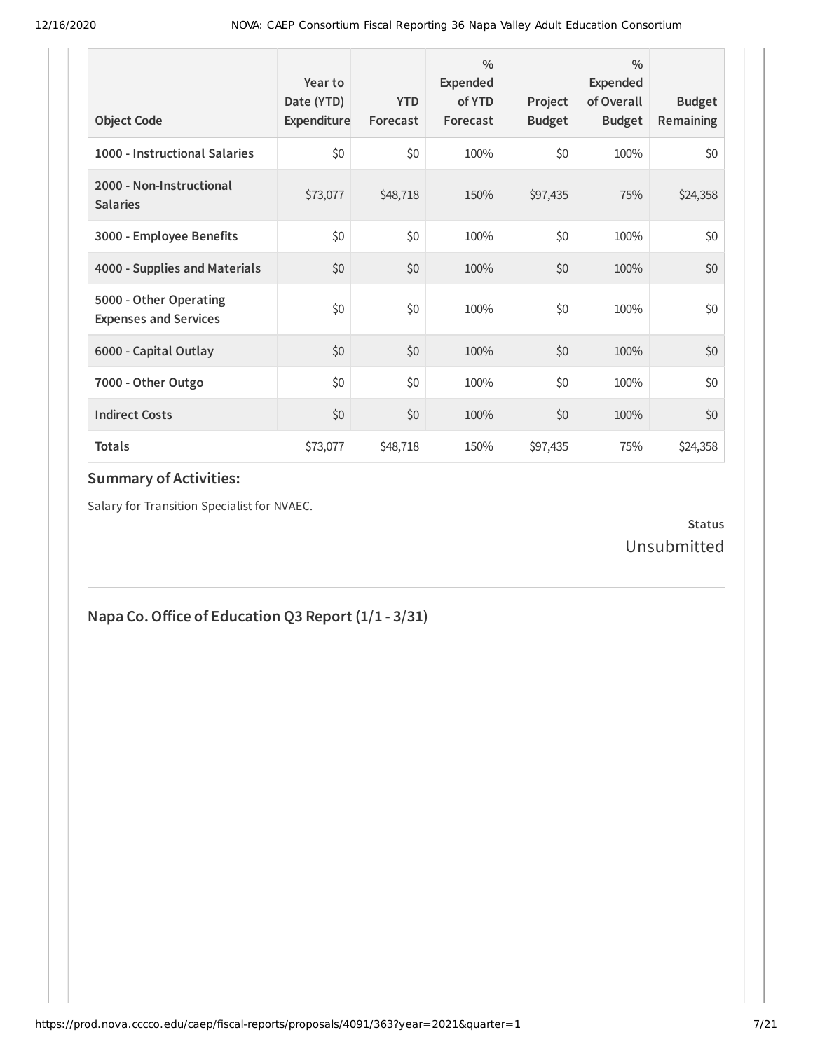| Object Code | Year to Date (YTD) Expenditure | YTD Forecast | % Expended of YTD Forecast | Project Budget | % Expended of Overall Budget | Budget Remaining |
|---|---|---|---|---|---|---|
| 1000 - Instructional Salaries | $0 | $0 | 100% | $0 | 100% | $0 |
| 2000 - Non-Instructional Salaries | $73,077 | $48,718 | 150% | $97,435 | 75% | $24,358 |
| 3000 - Employee Benefits | $0 | $0 | 100% | $0 | 100% | $0 |
| 4000 - Supplies and Materials | $0 | $0 | 100% | $0 | 100% | $0 |
| 5000 - Other Operating Expenses and Services | $0 | $0 | 100% | $0 | 100% | $0 |
| 6000 - Capital Outlay | $0 | $0 | 100% | $0 | 100% | $0 |
| 7000 - Other Outgo | $0 | $0 | 100% | $0 | 100% | $0 |
| Indirect Costs | $0 | $0 | 100% | $0 | 100% | $0 |
| Totals | $73,077 | $48,718 | 150% | $97,435 | 75% | $24,358 |

### Summary of Activities:

Salary for Transition Specialist for NVAEC.

**Status**
Unsubmitted

## Napa Co. Office of Education Q3 Report (1/1 - 3/31)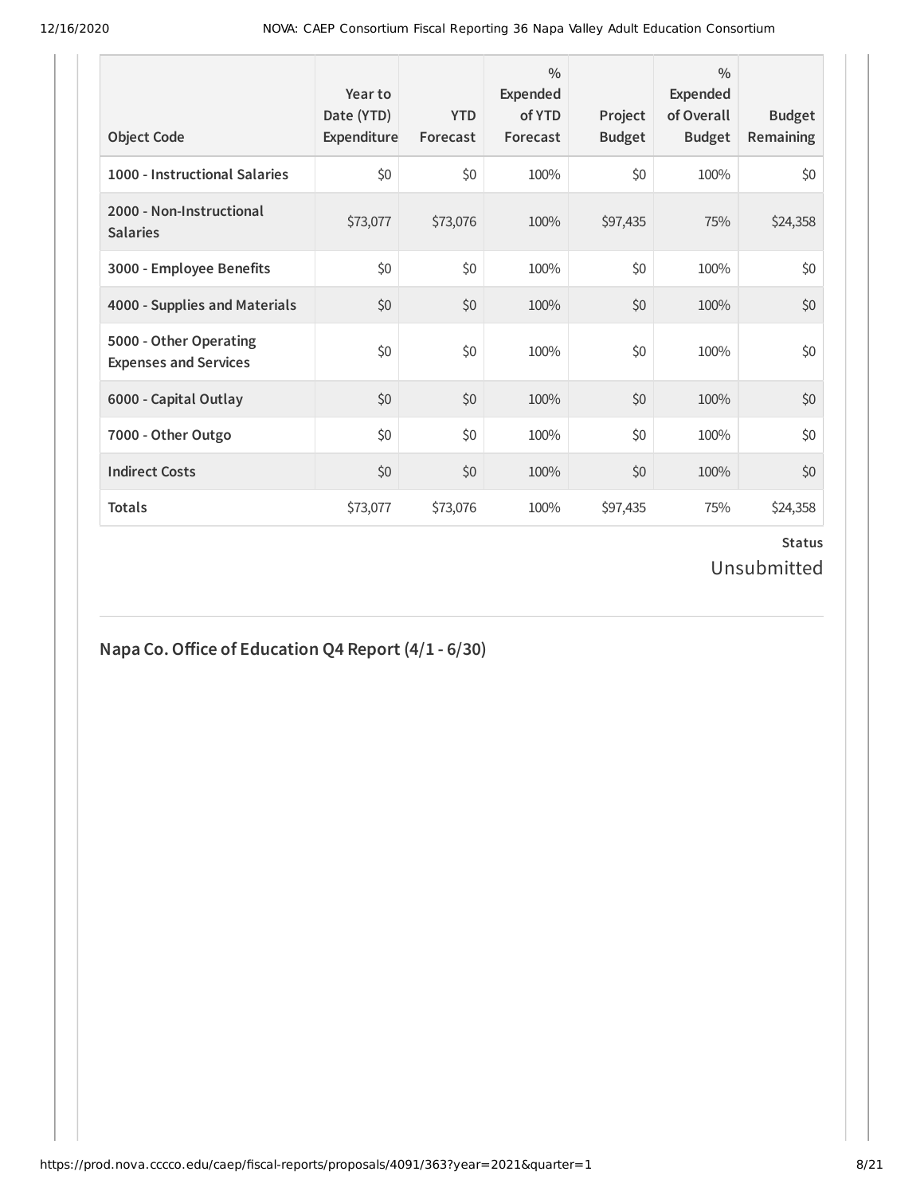| Object Code | Year to Date (YTD) Expenditure | YTD Forecast | % Expended of YTD Forecast | Project Budget | % Expended of Overall Budget | Budget Remaining |
|---|---|---|---|---|---|---|
| 1000 - Instructional Salaries | $0 | $0 | 100% | $0 | 100% | $0 |
| 2000 - Non-Instructional Salaries | $73,077 | $73,076 | 100% | $97,435 | 75% | $24,358 |
| 3000 - Employee Benefits | $0 | $0 | 100% | $0 | 100% | $0 |
| 4000 - Supplies and Materials | $0 | $0 | 100% | $0 | 100% | $0 |
| 5000 - Other Operating Expenses and Services | $0 | $0 | 100% | $0 | 100% | $0 |
| 6000 - Capital Outlay | $0 | $0 | 100% | $0 | 100% | $0 |
| 7000 - Other Outgo | $0 | $0 | 100% | $0 | 100% | $0 |
| Indirect Costs | $0 | $0 | 100% | $0 | 100% | $0 |
| Totals | $73,077 | $73,076 | 100% | $97,435 | 75% | $24,358 |

**Status**

Unsubmitted

## Napa Co. Office of Education Q4 Report (4/1 - 6/30)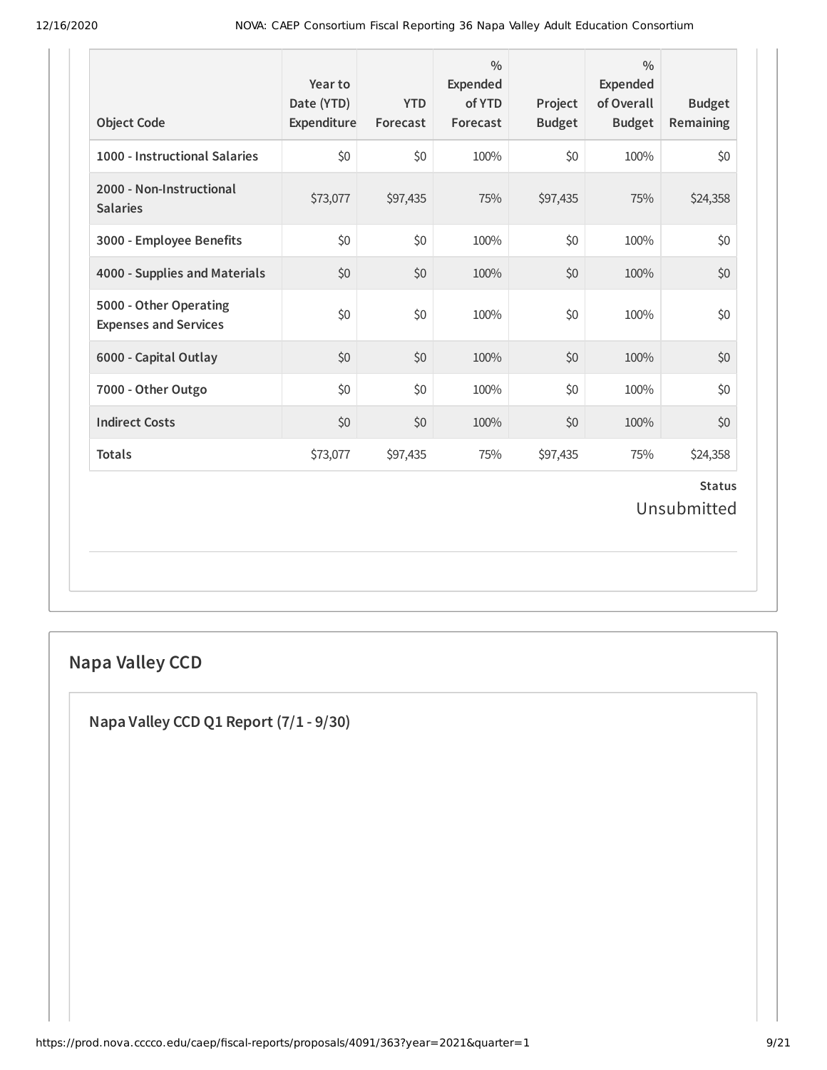| Object Code | Year to Date (YTD) Expenditure | YTD Forecast | % Expended of YTD Forecast | Project Budget | % Expended of Overall Budget | Budget Remaining |
|---|---|---|---|---|---|---|
| **1000 - Instructional Salaries** | $0 | $0 | 100% | $0 | 100% | $0 |
| **2000 - Non-Instructional Salaries** | $73,077 | $97,435 | 75% | $97,435 | 75% | $24,358 |
| **3000 - Employee Benefits** | $0 | $0 | 100% | $0 | 100% | $0 |
| **4000 - Supplies and Materials** | $0 | $0 | 100% | $0 | 100% | $0 |
| **5000 - Other Operating Expenses and Services** | $0 | $0 | 100% | $0 | 100% | $0 |
| **6000 - Capital Outlay** | $0 | $0 | 100% | $0 | 100% | $0 |
| **7000 - Other Outgo** | $0 | $0 | 100% | $0 | 100% | $0 |
| **Indirect Costs** | $0 | $0 | 100% | $0 | 100% | $0 |
| **Totals** | $73,077 | $97,435 | 75% | $97,435 | 75% | $24,358 |

**Status**

Unsubmitted

## Napa Valley CCD

### Napa Valley CCD Q1 Report (7/1 - 9/30)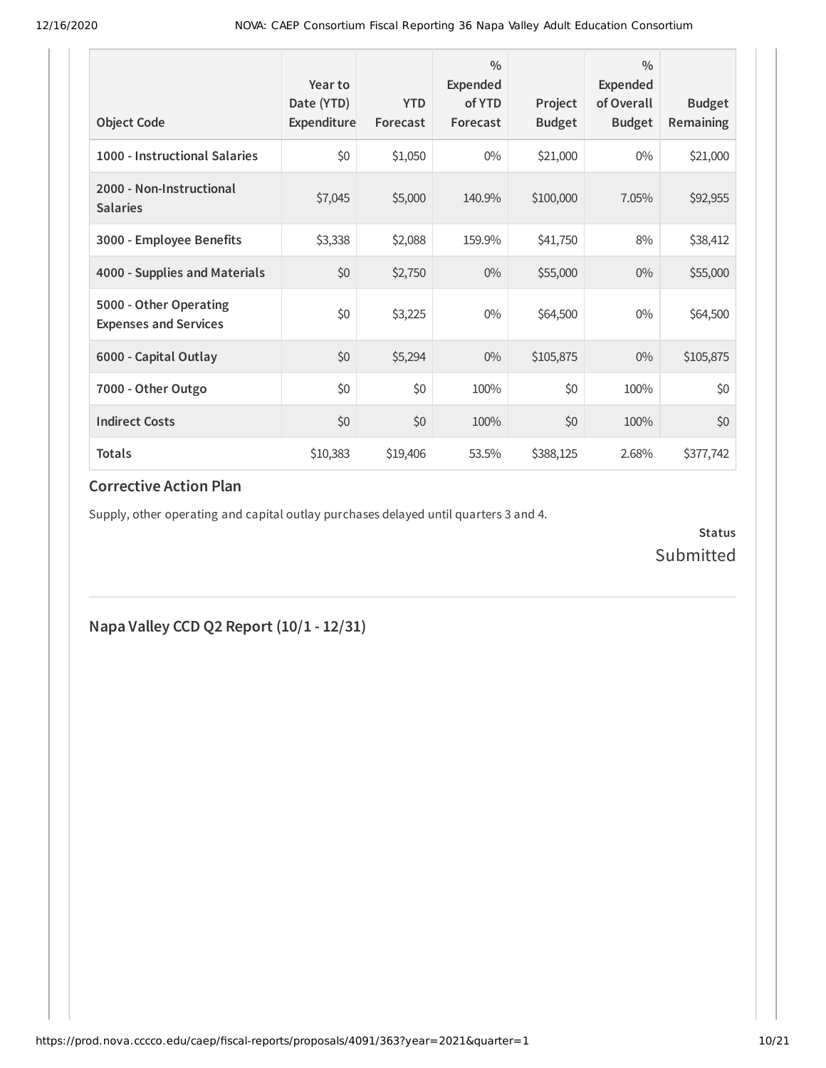| Object Code | Year to Date (YTD) Expenditure | YTD Forecast | % Expended of YTD Forecast | Project Budget | % Expended of Overall Budget | Budget Remaining |
|---|---|---|---|---|---|---|
| **1000 - Instructional Salaries** | $0 | $1,050 | 0% | $21,000 | 0% | $21,000 |
| **2000 - Non-Instructional Salaries** | $7,045 | $5,000 | 140.9% | $100,000 | 7.05% | $92,955 |
| **3000 - Employee Benefits** | $3,338 | $2,088 | 159.9% | $41,750 | 8% | $38,412 |
| **4000 - Supplies and Materials** | $0 | $2,750 | 0% | $55,000 | 0% | $55,000 |
| **5000 - Other Operating Expenses and Services** | $0 | $3,225 | 0% | $64,500 | 0% | $64,500 |
| **6000 - Capital Outlay** | $0 | $5,294 | 0% | $105,875 | 0% | $105,875 |
| **7000 - Other Outgo** | $0 | $0 | 100% | $0 | 100% | $0 |
| **Indirect Costs** | $0 | $0 | 100% | $0 | 100% | $0 |
| **Totals** | $10,383 | $19,406 | 53.5% | $388,125 | 2.68% | $377,742 |

### Corrective Action Plan

Supply, other operating and capital outlay purchases delayed until quarters 3 and 4.

**Status**
Submitted

## Napa Valley CCD Q2 Report (10/1 - 12/31)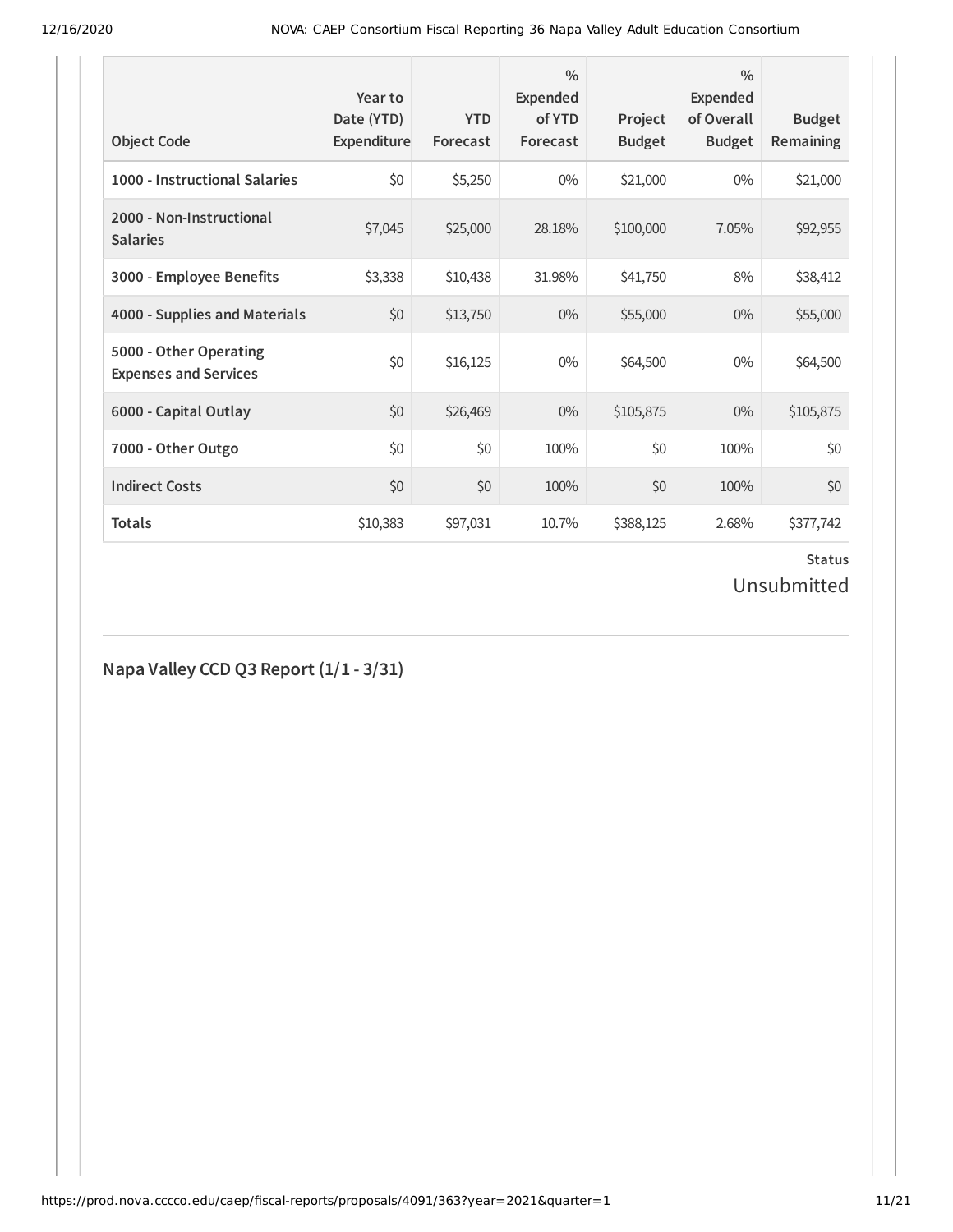| Object Code | Year to Date (YTD) Expenditure | YTD Forecast | % Expended of YTD Forecast | Project Budget | % Expended of Overall Budget | Budget Remaining |
|---|---|---|---|---|---|---|
| **1000 - Instructional Salaries** | $0 | $5,250 | 0% | $21,000 | 0% | $21,000 |
| **2000 - Non-Instructional Salaries** | $7,045 | $25,000 | 28.18% | $100,000 | 7.05% | $92,955 |
| **3000 - Employee Benefits** | $3,338 | $10,438 | 31.98% | $41,750 | 8% | $38,412 |
| **4000 - Supplies and Materials** | $0 | $13,750 | 0% | $55,000 | 0% | $55,000 |
| **5000 - Other Operating Expenses and Services** | $0 | $16,125 | 0% | $64,500 | 0% | $64,500 |
| **6000 - Capital Outlay** | $0 | $26,469 | 0% | $105,875 | 0% | $105,875 |
| **7000 - Other Outgo** | $0 | $0 | 100% | $0 | 100% | $0 |
| **Indirect Costs** | $0 | $0 | 100% | $0 | 100% | $0 |
| **Totals** | $10,383 | $97,031 | 10.7% | $388,125 | 2.68% | $377,742 |

**Status**

Unsubmitted

## Napa Valley CCD Q3 Report (1/1 - 3/31)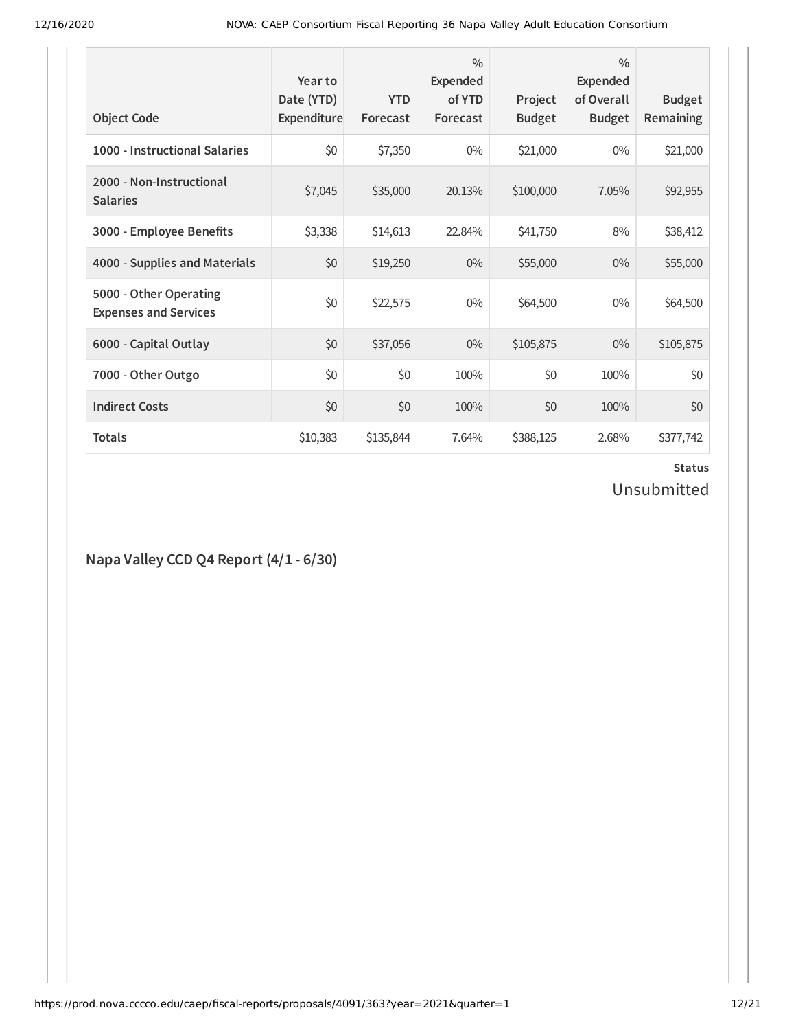| Object Code | Year to Date (YTD) Expenditure | YTD Forecast | % Expended of YTD Forecast | Project Budget | % Expended of Overall Budget | Budget Remaining |
|---|---|---|---|---|---|---|
| 1000 - Instructional Salaries | $0 | $7,350 | 0% | $21,000 | 0% | $21,000 |
| 2000 - Non-Instructional Salaries | $7,045 | $35,000 | 20.13% | $100,000 | 7.05% | $92,955 |
| 3000 - Employee Benefits | $3,338 | $14,613 | 22.84% | $41,750 | 8% | $38,412 |
| 4000 - Supplies and Materials | $0 | $19,250 | 0% | $55,000 | 0% | $55,000 |
| 5000 - Other Operating Expenses and Services | $0 | $22,575 | 0% | $64,500 | 0% | $64,500 |
| 6000 - Capital Outlay | $0 | $37,056 | 0% | $105,875 | 0% | $105,875 |
| 7000 - Other Outgo | $0 | $0 | 100% | $0 | 100% | $0 |
| Indirect Costs | $0 | $0 | 100% | $0 | 100% | $0 |
| Totals | $10,383 | $135,844 | 7.64% | $388,125 | 2.68% | $377,742 |

**Status**

Unsubmitted

## Napa Valley CCD Q4 Report (4/1 - 6/30)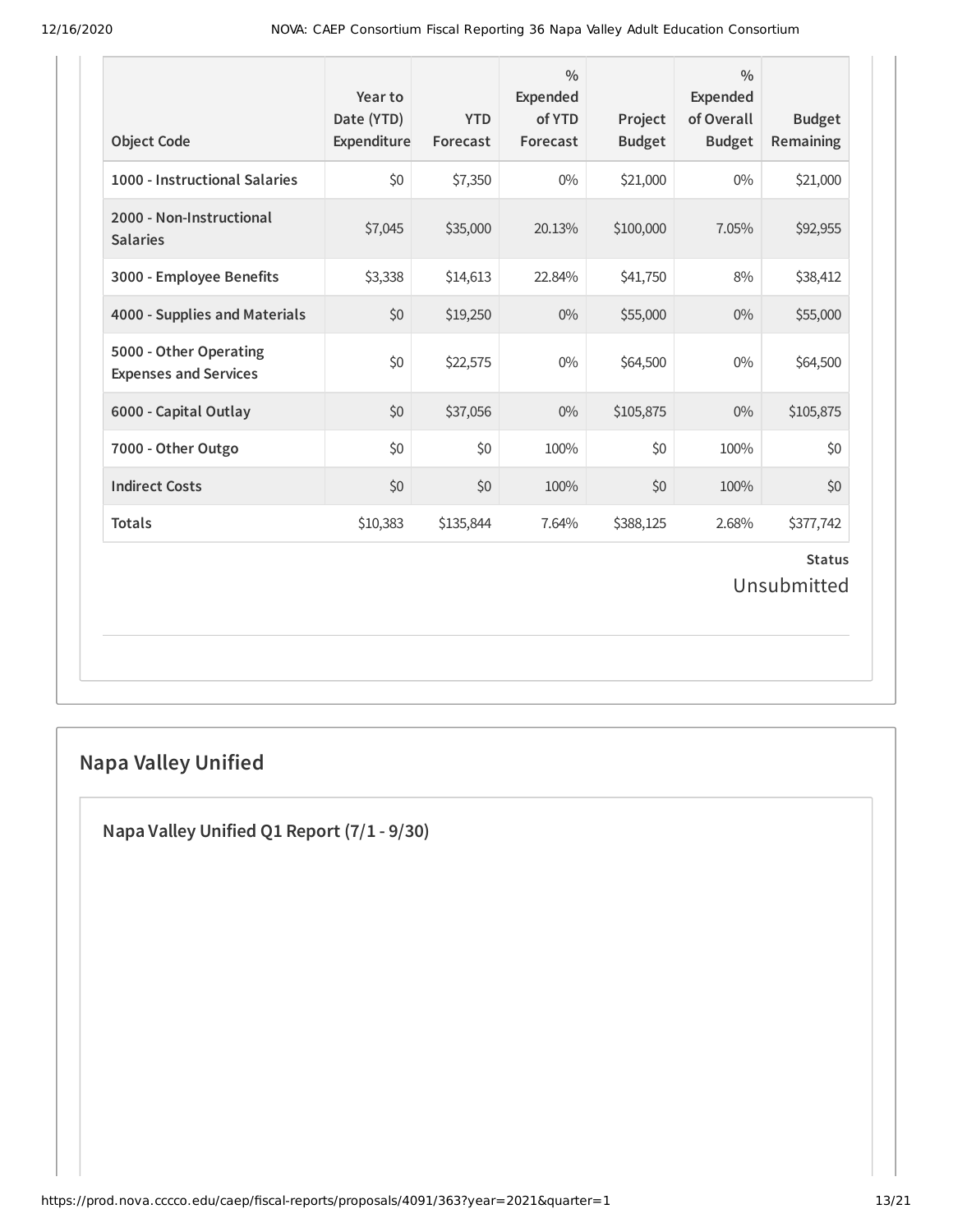| Object Code | Year to Date (YTD) Expenditure | YTD Forecast | % Expended of YTD Forecast | Project Budget | % Expended of Overall Budget | Budget Remaining |
|---|---|---|---|---|---|---|
| 1000 - Instructional Salaries | $0 | $7,350 | 0% | $21,000 | 0% | $21,000 |
| 2000 - Non-Instructional Salaries | $7,045 | $35,000 | 20.13% | $100,000 | 7.05% | $92,955 |
| 3000 - Employee Benefits | $3,338 | $14,613 | 22.84% | $41,750 | 8% | $38,412 |
| 4000 - Supplies and Materials | $0 | $19,250 | 0% | $55,000 | 0% | $55,000 |
| 5000 - Other Operating Expenses and Services | $0 | $22,575 | 0% | $64,500 | 0% | $64,500 |
| 6000 - Capital Outlay | $0 | $37,056 | 0% | $105,875 | 0% | $105,875 |
| 7000 - Other Outgo | $0 | $0 | 100% | $0 | 100% | $0 |
| Indirect Costs | $0 | $0 | 100% | $0 | 100% | $0 |
| Totals | $10,383 | $135,844 | 7.64% | $388,125 | 2.68% | $377,742 |

**Status**

Unsubmitted

## Napa Valley Unified

### Napa Valley Unified Q1 Report (7/1 - 9/30)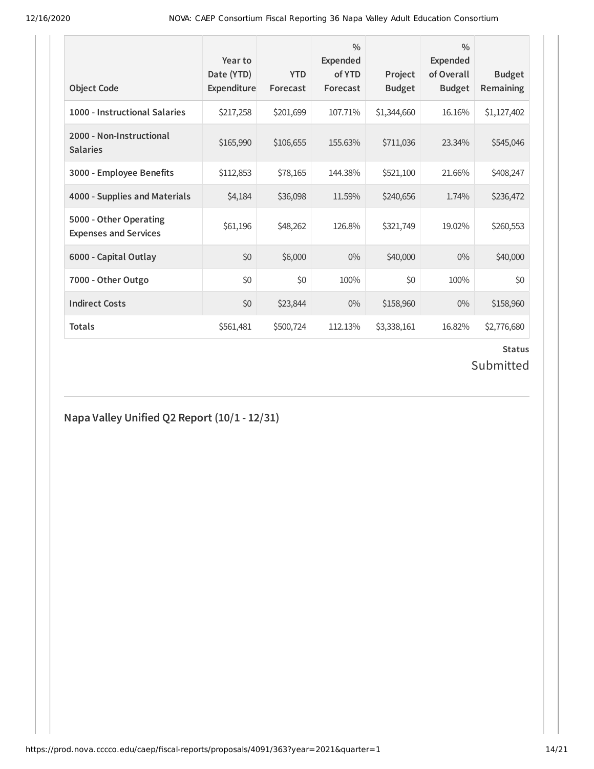| Object Code | Year to Date (YTD) Expenditure | YTD Forecast | % Expended of YTD Forecast | Project Budget | % Expended of Overall Budget | Budget Remaining |
|---|---|---|---|---|---|---|
| 1000 - Instructional Salaries | $217,258 | $201,699 | 107.71% | $1,344,660 | 16.16% | $1,127,402 |
| 2000 - Non-Instructional Salaries | $165,990 | $106,655 | 155.63% | $711,036 | 23.34% | $545,046 |
| 3000 - Employee Benefits | $112,853 | $78,165 | 144.38% | $521,100 | 21.66% | $408,247 |
| 4000 - Supplies and Materials | $4,184 | $36,098 | 11.59% | $240,656 | 1.74% | $236,472 |
| 5000 - Other Operating Expenses and Services | $61,196 | $48,262 | 126.8% | $321,749 | 19.02% | $260,553 |
| 6000 - Capital Outlay | $0 | $6,000 | 0% | $40,000 | 0% | $40,000 |
| 7000 - Other Outgo | $0 | $0 | 100% | $0 | 100% | $0 |
| Indirect Costs | $0 | $23,844 | 0% | $158,960 | 0% | $158,960 |
| Totals | $561,481 | $500,724 | 112.13% | $3,338,161 | 16.82% | $2,776,680 |

**Status**

Submitted

## Napa Valley Unified Q2 Report (10/1 - 12/31)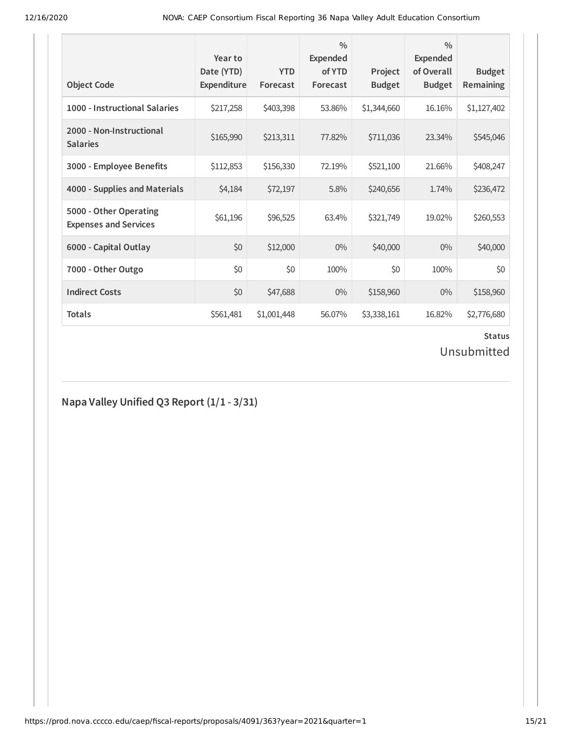| Object Code | Year to Date (YTD) Expenditure | YTD Forecast | % Expended of YTD Forecast | Project Budget | % Expended of Overall Budget | Budget Remaining |
|---|---|---|---|---|---|---|
| **1000 - Instructional Salaries** | $217,258 | $403,398 | 53.86% | $1,344,660 | 16.16% | $1,127,402 |
| **2000 - Non-Instructional Salaries** | $165,990 | $213,311 | 77.82% | $711,036 | 23.34% | $545,046 |
| **3000 - Employee Benefits** | $112,853 | $156,330 | 72.19% | $521,100 | 21.66% | $408,247 |
| **4000 - Supplies and Materials** | $4,184 | $72,197 | 5.8% | $240,656 | 1.74% | $236,472 |
| **5000 - Other Operating Expenses and Services** | $61,196 | $96,525 | 63.4% | $321,749 | 19.02% | $260,553 |
| **6000 - Capital Outlay** | $0 | $12,000 | 0% | $40,000 | 0% | $40,000 |
| **7000 - Other Outgo** | $0 | $0 | 100% | $0 | 100% | $0 |
| **Indirect Costs** | $0 | $47,688 | 0% | $158,960 | 0% | $158,960 |
| **Totals** | $561,481 | $1,001,448 | 56.07% | $3,338,161 | 16.82% | $2,776,680 |

**Status**

Unsubmitted

## Napa Valley Unified Q3 Report (1/1 - 3/31)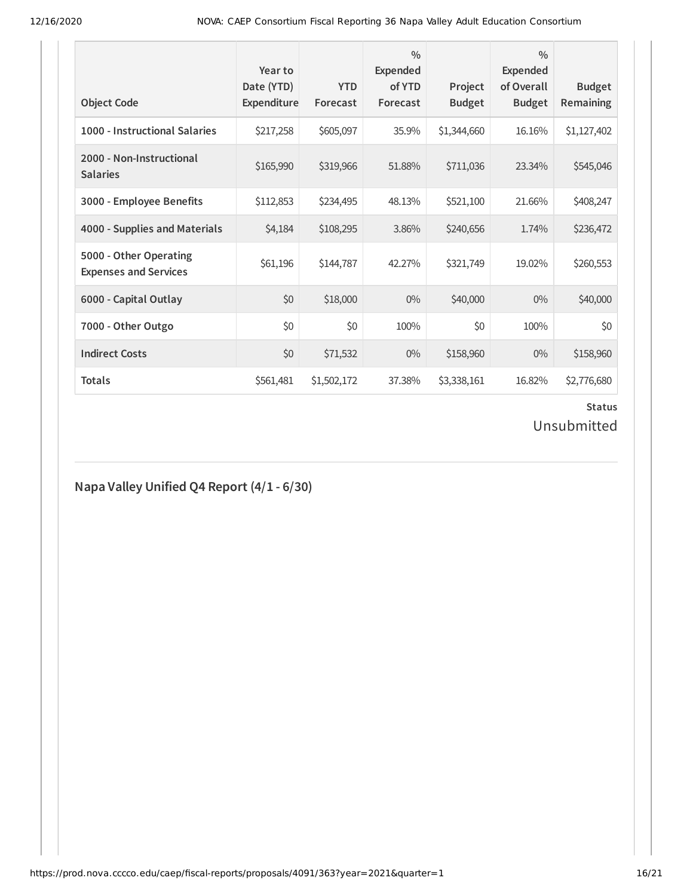| Object Code | Year to Date (YTD) Expenditure | YTD Forecast | % Expended of YTD Forecast | Project Budget | % Expended of Overall Budget | Budget Remaining |
|---|---|---|---|---|---|---|
| 1000 - Instructional Salaries | $217,258 | $605,097 | 35.9% | $1,344,660 | 16.16% | $1,127,402 |
| 2000 - Non-Instructional Salaries | $165,990 | $319,966 | 51.88% | $711,036 | 23.34% | $545,046 |
| 3000 - Employee Benefits | $112,853 | $234,495 | 48.13% | $521,100 | 21.66% | $408,247 |
| 4000 - Supplies and Materials | $4,184 | $108,295 | 3.86% | $240,656 | 1.74% | $236,472 |
| 5000 - Other Operating Expenses and Services | $61,196 | $144,787 | 42.27% | $321,749 | 19.02% | $260,553 |
| 6000 - Capital Outlay | $0 | $18,000 | 0% | $40,000 | 0% | $40,000 |
| 7000 - Other Outgo | $0 | $0 | 100% | $0 | 100% | $0 |
| Indirect Costs | $0 | $71,532 | 0% | $158,960 | 0% | $158,960 |
| Totals | $561,481 | $1,502,172 | 37.38% | $3,338,161 | 16.82% | $2,776,680 |

**Status**

Unsubmitted

## Napa Valley Unified Q4 Report (4/1 - 6/30)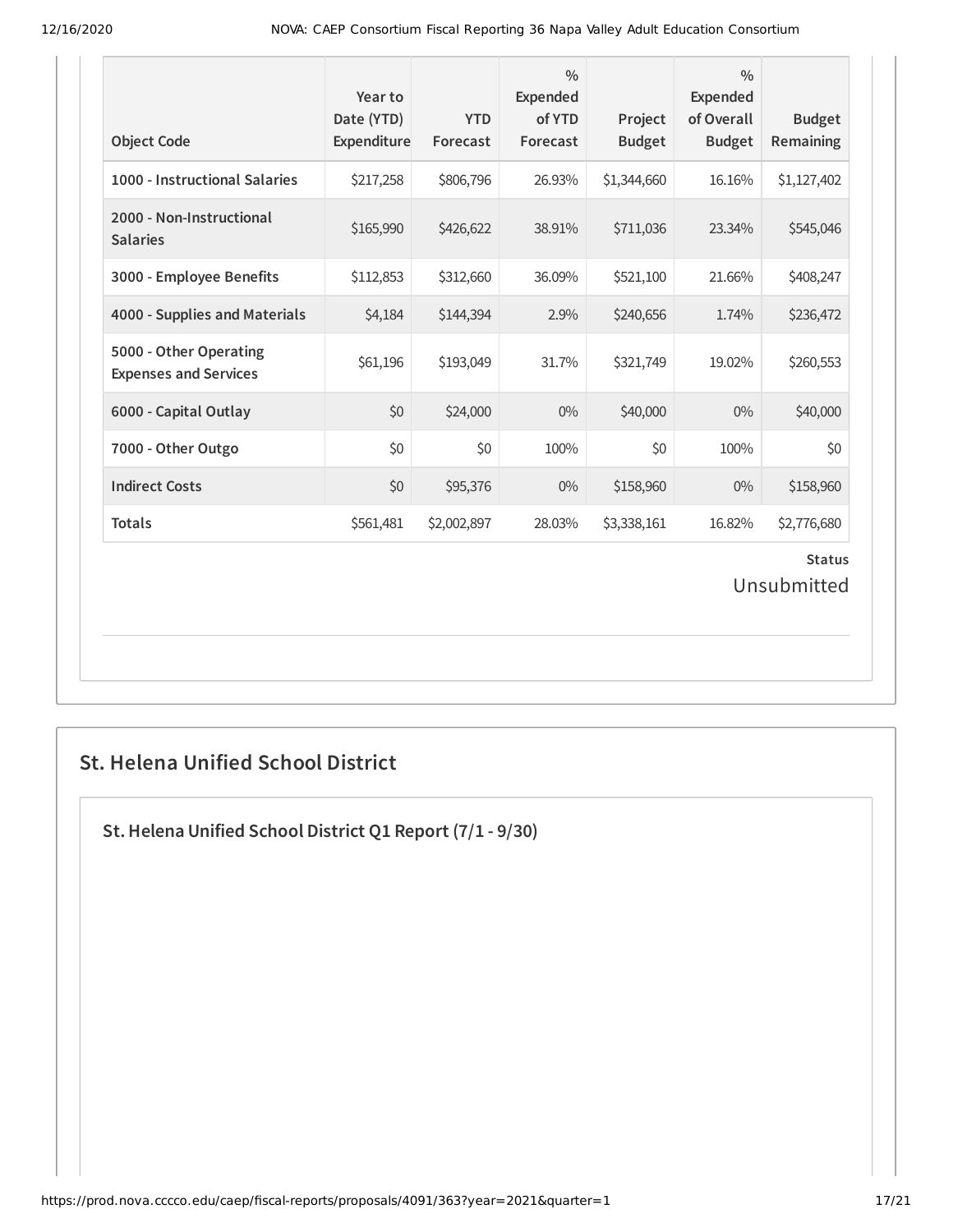| Object Code | Year to Date (YTD) Expenditure | YTD Forecast | % Expended of YTD Forecast | Project Budget | % Expended of Overall Budget | Budget Remaining |
|---|---|---|---|---|---|---|
| 1000 - Instructional Salaries | $217,258 | $806,796 | 26.93% | $1,344,660 | 16.16% | $1,127,402 |
| 2000 - Non-Instructional Salaries | $165,990 | $426,622 | 38.91% | $711,036 | 23.34% | $545,046 |
| 3000 - Employee Benefits | $112,853 | $312,660 | 36.09% | $521,100 | 21.66% | $408,247 |
| 4000 - Supplies and Materials | $4,184 | $144,394 | 2.9% | $240,656 | 1.74% | $236,472 |
| 5000 - Other Operating Expenses and Services | $61,196 | $193,049 | 31.7% | $321,749 | 19.02% | $260,553 |
| 6000 - Capital Outlay | $0 | $24,000 | 0% | $40,000 | 0% | $40,000 |
| 7000 - Other Outgo | $0 | $0 | 100% | $0 | 100% | $0 |
| Indirect Costs | $0 | $95,376 | 0% | $158,960 | 0% | $158,960 |
| Totals | $561,481 | $2,002,897 | 28.03% | $3,338,161 | 16.82% | $2,776,680 |

**Status**

Unsubmitted

## St. Helena Unified School District

### St. Helena Unified School District Q1 Report (7/1 - 9/30)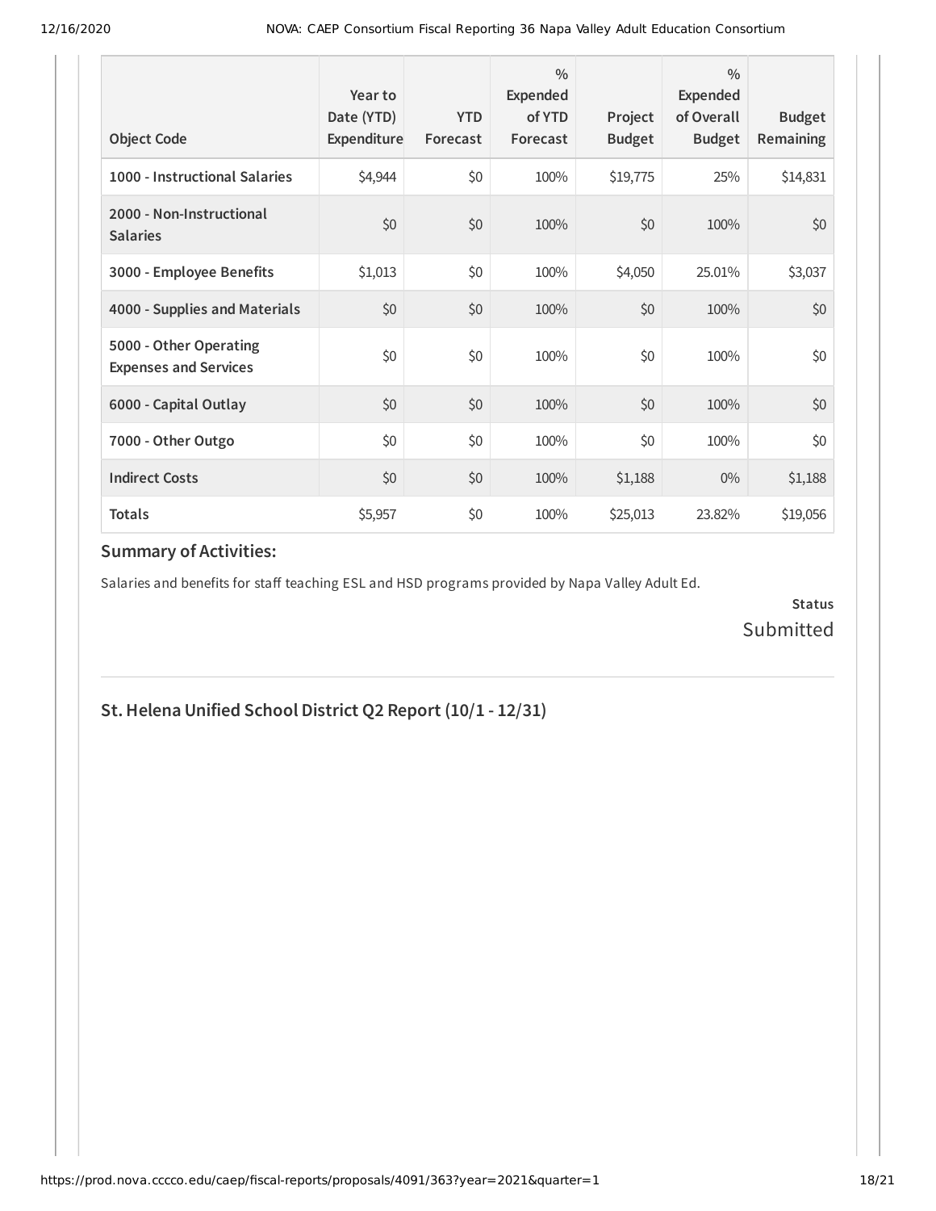| Object Code | Year to Date (YTD) Expenditure | YTD Forecast | % Expended of YTD Forecast | Project Budget | % Expended of Overall Budget | Budget Remaining |
|---|---|---|---|---|---|---|
| **1000 - Instructional Salaries** | $4,944 | $0 | 100% | $19,775 | 25% | $14,831 |
| **2000 - Non-Instructional Salaries** | $0 | $0 | 100% | $0 | 100% | $0 |
| **3000 - Employee Benefits** | $1,013 | $0 | 100% | $4,050 | 25.01% | $3,037 |
| **4000 - Supplies and Materials** | $0 | $0 | 100% | $0 | 100% | $0 |
| **5000 - Other Operating Expenses and Services** | $0 | $0 | 100% | $0 | 100% | $0 |
| **6000 - Capital Outlay** | $0 | $0 | 100% | $0 | 100% | $0 |
| **7000 - Other Outgo** | $0 | $0 | 100% | $0 | 100% | $0 |
| **Indirect Costs** | $0 | $0 | 100% | $1,188 | 0% | $1,188 |
| **Totals** | $5,957 | $0 | 100% | $25,013 | 23.82% | $19,056 |

### Summary of Activities:

Salaries and benefits for staff teaching ESL and HSD programs provided by Napa Valley Adult Ed.

**Status**
Submitted

## St. Helena Unified School District Q2 Report (10/1 - 12/31)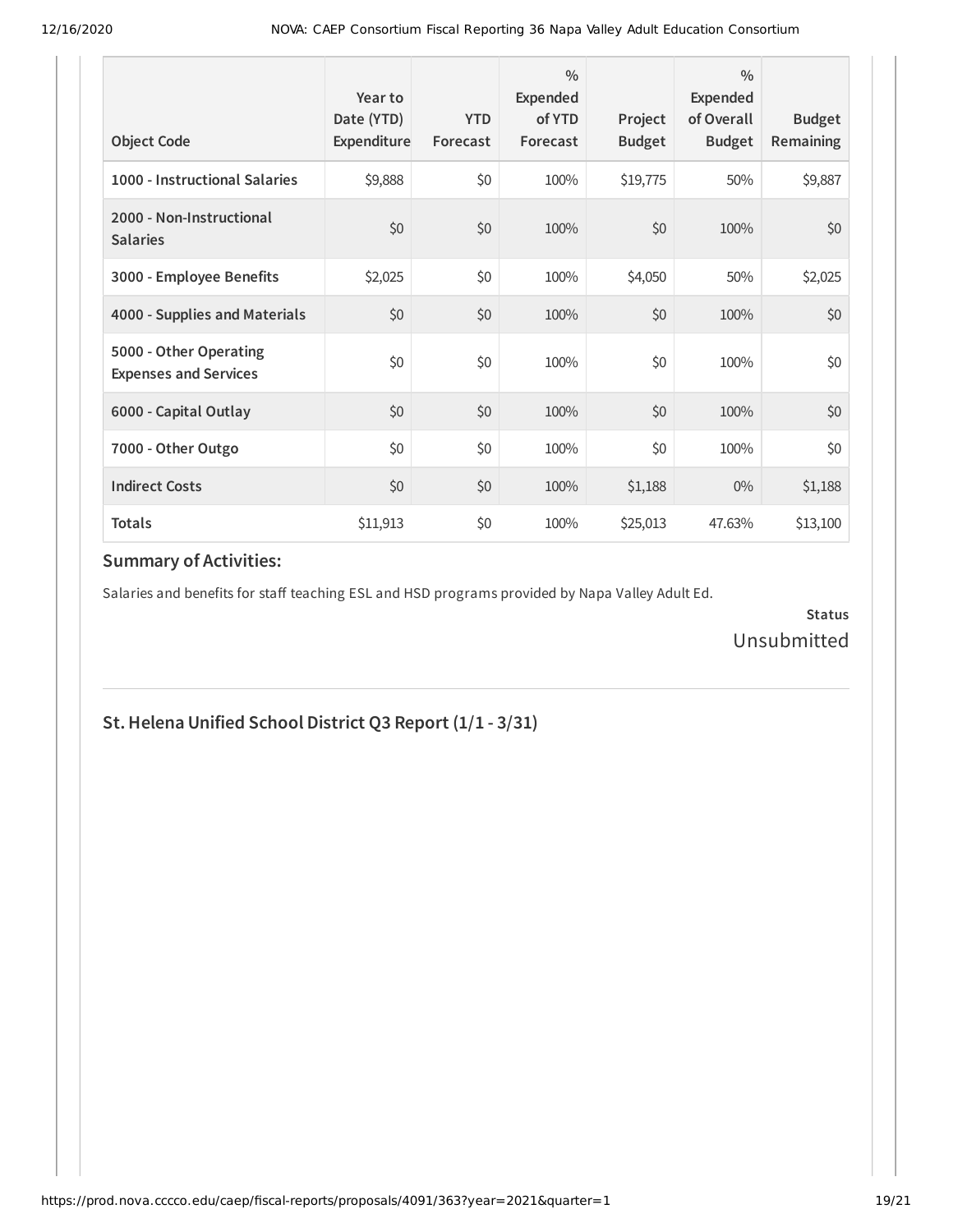| Object Code | Year to Date (YTD) Expenditure | YTD Forecast | % Expended of YTD Forecast | Project Budget | % Expended of Overall Budget | Budget Remaining |
|---|---|---|---|---|---|---|
| 1000 - Instructional Salaries | $9,888 | $0 | 100% | $19,775 | 50% | $9,887 |
| 2000 - Non-Instructional Salaries | $0 | $0 | 100% | $0 | 100% | $0 |
| 3000 - Employee Benefits | $2,025 | $0 | 100% | $4,050 | 50% | $2,025 |
| 4000 - Supplies and Materials | $0 | $0 | 100% | $0 | 100% | $0 |
| 5000 - Other Operating Expenses and Services | $0 | $0 | 100% | $0 | 100% | $0 |
| 6000 - Capital Outlay | $0 | $0 | 100% | $0 | 100% | $0 |
| 7000 - Other Outgo | $0 | $0 | 100% | $0 | 100% | $0 |
| Indirect Costs | $0 | $0 | 100% | $1,188 | 0% | $1,188 |
| Totals | $11,913 | $0 | 100% | $25,013 | 47.63% | $13,100 |

### Summary of Activities:

Salaries and benefits for staff teaching ESL and HSD programs provided by Napa Valley Adult Ed.

**Status**
Unsubmitted

---

## St. Helena Unified School District Q3 Report (1/1 - 3/31)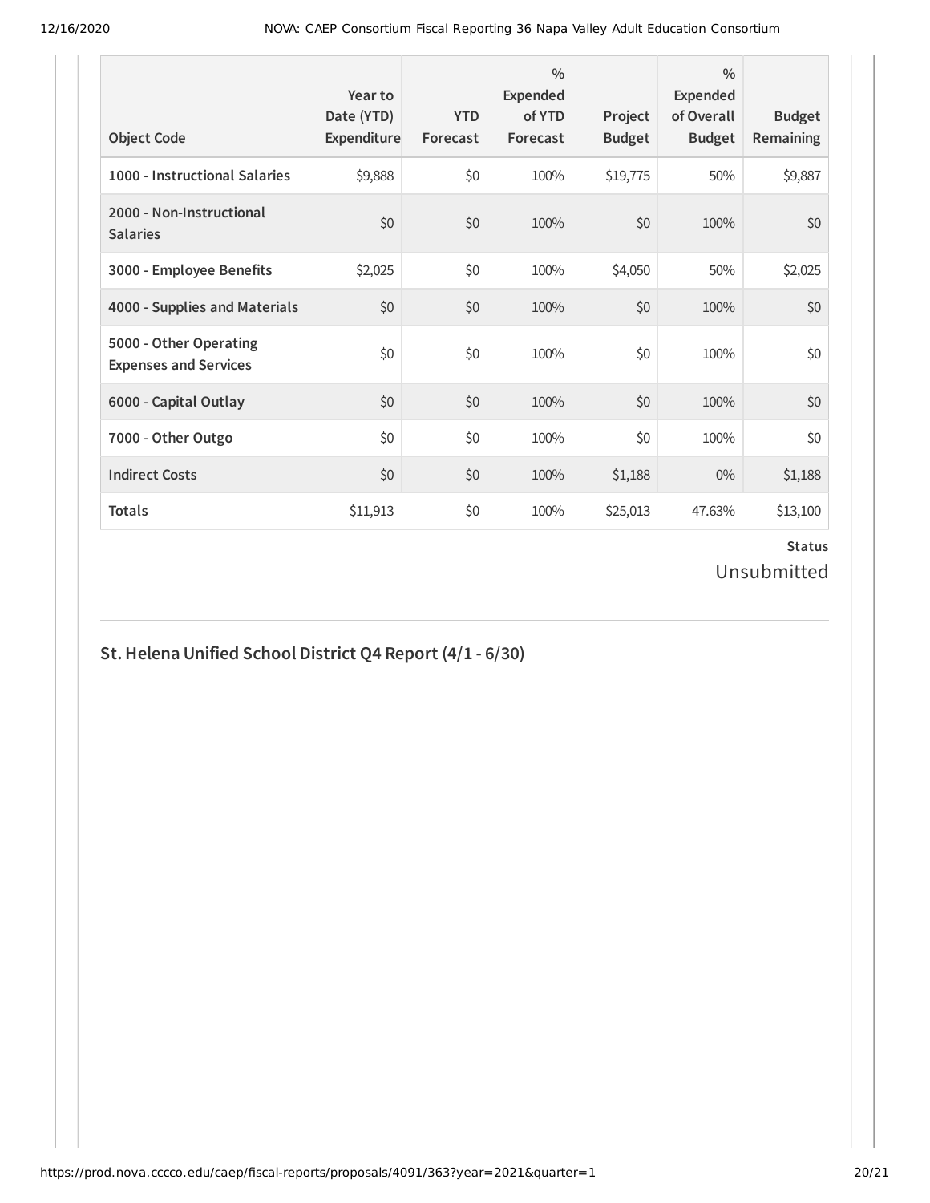| Object Code | Year to Date (YTD) Expenditure | YTD Forecast | % Expended of YTD Forecast | Project Budget | % Expended of Overall Budget | Budget Remaining |
|---|---|---|---|---|---|---|
| 1000 - Instructional Salaries | $9,888 | $0 | 100% | $19,775 | 50% | $9,887 |
| 2000 - Non-Instructional Salaries | $0 | $0 | 100% | $0 | 100% | $0 |
| 3000 - Employee Benefits | $2,025 | $0 | 100% | $4,050 | 50% | $2,025 |
| 4000 - Supplies and Materials | $0 | $0 | 100% | $0 | 100% | $0 |
| 5000 - Other Operating Expenses and Services | $0 | $0 | 100% | $0 | 100% | $0 |
| 6000 - Capital Outlay | $0 | $0 | 100% | $0 | 100% | $0 |
| 7000 - Other Outgo | $0 | $0 | 100% | $0 | 100% | $0 |
| Indirect Costs | $0 | $0 | 100% | $1,188 | 0% | $1,188 |
| Totals | $11,913 | $0 | 100% | $25,013 | 47.63% | $13,100 |

**Status**

Unsubmitted

## St. Helena Unified School District Q4 Report (4/1 - 6/30)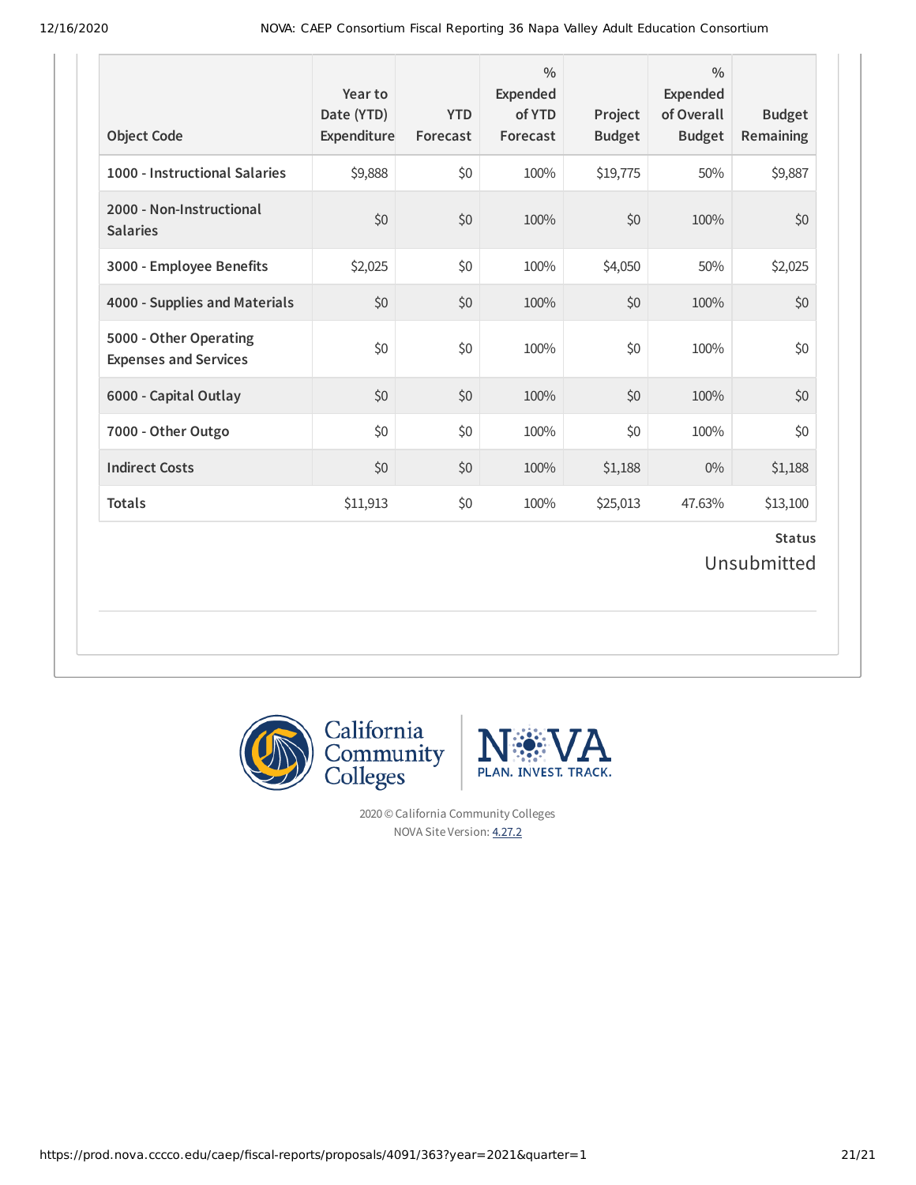| Object Code | Year to Date (YTD) Expenditure | YTD Forecast | % Expended of YTD Forecast | Project Budget | % Expended of Overall Budget | Budget Remaining |
|---|---|---|---|---|---|---|
| 1000 - Instructional Salaries | $9,888 | $0 | 100% | $19,775 | 50% | $9,887 |
| 2000 - Non-Instructional Salaries | $0 | $0 | 100% | $0 | 100% | $0 |
| 3000 - Employee Benefits | $2,025 | $0 | 100% | $4,050 | 50% | $2,025 |
| 4000 - Supplies and Materials | $0 | $0 | 100% | $0 | 100% | $0 |
| 5000 - Other Operating Expenses and Services | $0 | $0 | 100% | $0 | 100% | $0 |
| 6000 - Capital Outlay | $0 | $0 | 100% | $0 | 100% | $0 |
| 7000 - Other Outgo | $0 | $0 | 100% | $0 | 100% | $0 |
| Indirect Costs | $0 | $0 | 100% | $1,188 | 0% | $1,188 |
| Totals | $11,913 | $0 | 100% | $25,013 | 47.63% | $13,100 |

**Status**

Unsubmitted

California Community Colleges

NOVA PLAN. INVEST. TRACK.

2020 © California Community Colleges

NOVA Site Version: 4.27.2